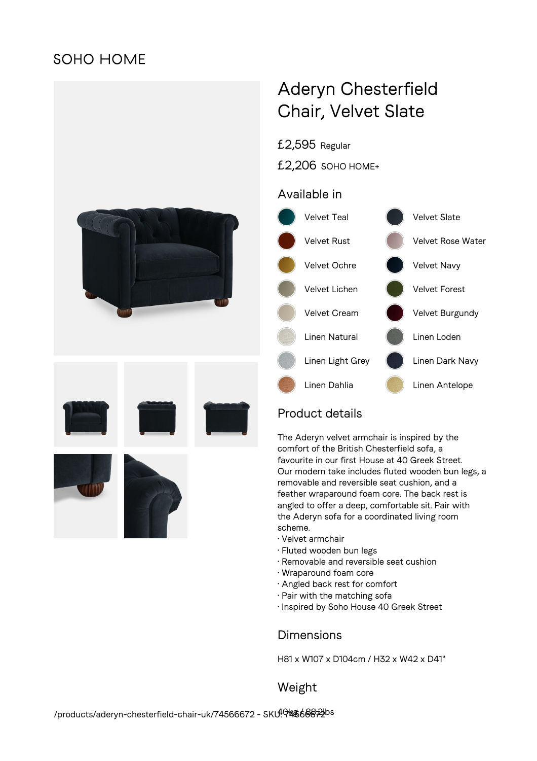SOHO HOME

# Aderyn Chesterfield Chair, Velvet Slate

£2,595 Regular

£2,206 SOHO HOME+

## Available in

- Velvet Teal
- Velvet Slate
- Velvet Rust
- Velvet Rose Water
- Velvet Ochre
- Velvet Navy
- Velvet Lichen
- Velvet Forest
- Velvet Cream
- Velvet Burgundy
- Linen Natural
- Linen Loden
- Linen Light Grey
- Linen Dark Navy
- Linen Dahlia
- Linen Antelope

## Product details

The Aderyn velvet armchair is inspired by the comfort of the British Chesterfield sofa, a favourite in our first House at 40 Greek Street. Our modern take includes fluted wooden bun legs, a removable and reversible seat cushion, and a feather wraparound foam core. The back rest is angled to offer a deep, comfortable sit. Pair with the Aderyn sofa for a coordinated living room scheme.

- Velvet armchair
- Fluted wooden bun legs
- Removable and reversible seat cushion
- Wraparound foam core
- Angled back rest for comfort
- Pair with the matching sofa
- Inspired by Soho House 40 Greek Street

## Dimensions

H81 x W107 x D104cm / H32 x W42 x D41"

## Weight

40kg / 88.2lbs

/products/aderyn-chesterfield-chair-uk/74566672 - SKU: 74566672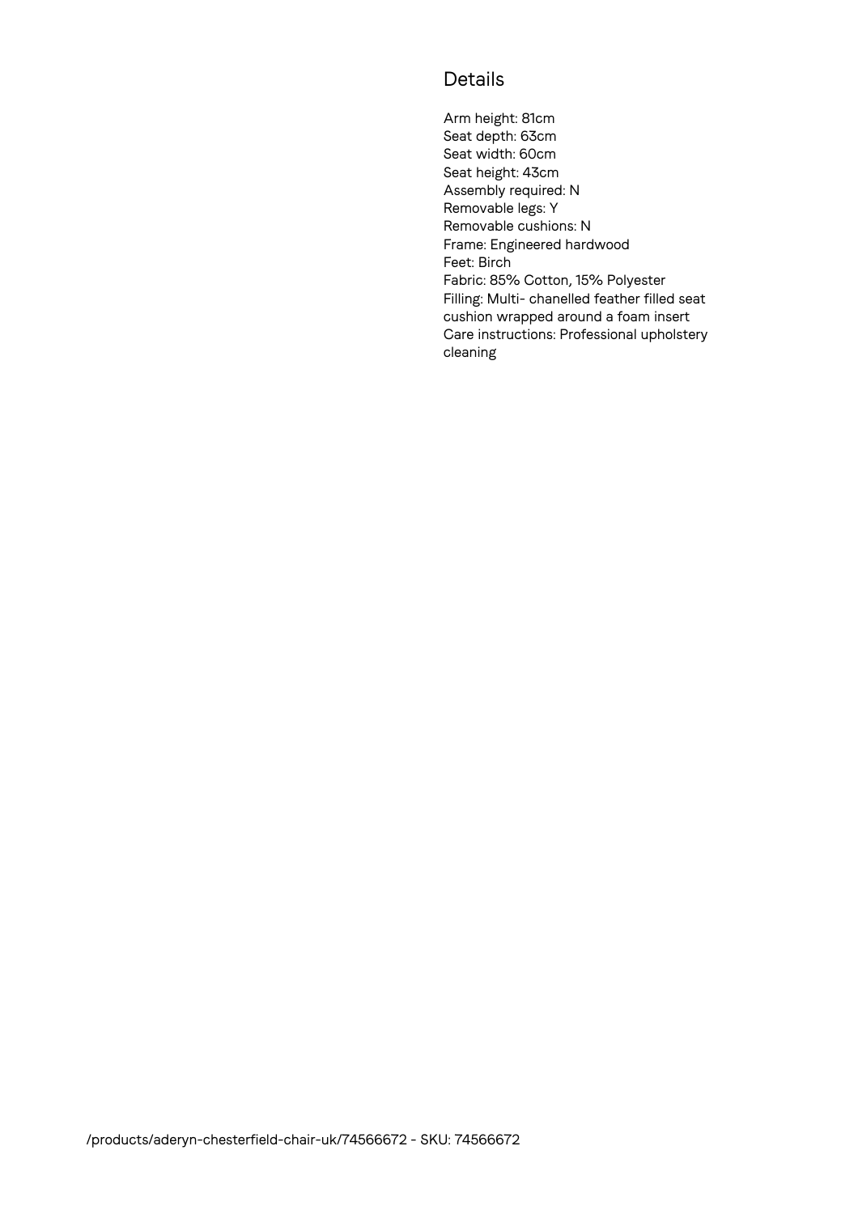## Details

Arm height: 81cm
Seat depth: 63cm
Seat width: 60cm
Seat height: 43cm
Assembly required: N
Removable legs: Y
Removable cushions: N
Frame: Engineered hardwood
Feet: Birch
Fabric: 85% Cotton, 15% Polyester
Filling: Multi- chanelled feather filled seat cushion wrapped around a foam insert
Care instructions: Professional upholstery cleaning

/products/aderyn-chesterfield-chair-uk/74566672 - SKU: 74566672